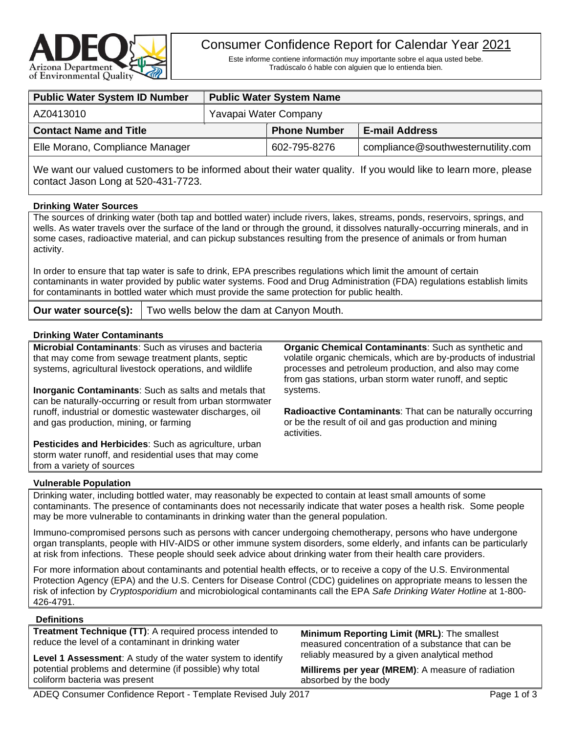# Consumer Confidence Report for Calendar Year 2021

Este informe contiene información muy importante sobre el aqua usted bebe. Tradúscalo ó hable con alguien que lo entienda bien.

| Public Water System ID Number | Public Water System Name | | |
|---|---|---|---|
| AZ0413010 | Yavapai Water Company | | |
| **Contact Name and Title** | | **Phone Number** | **E-mail Address** |
| Elle Morano, Compliance Manager | | 602-795-8276 | compliance@southwesternutility.com |

We want our valued customers to be informed about their water quality. If you would like to learn more, please contact Jason Long at 520-431-7723.

### Drinking Water Sources

The sources of drinking water (both tap and bottled water) include rivers, lakes, streams, ponds, reservoirs, springs, and wells. As water travels over the surface of the land or through the ground, it dissolves naturally-occurring minerals, and in some cases, radioactive material, and can pickup substances resulting from the presence of animals or from human activity.

In order to ensure that tap water is safe to drink, EPA prescribes regulations which limit the amount of certain contaminants in water provided by public water systems. Food and Drug Administration (FDA) regulations establish limits for contaminants in bottled water which must provide the same protection for public health.

| **Our water source(s):** | Two wells below the dam at Canyon Mouth. |
|---|---|

### Drinking Water Contaminants

**Microbial Contaminants**: Such as viruses and bacteria that may come from sewage treatment plants, septic systems, agricultural livestock operations, and wildlife

**Inorganic Contaminants**: Such as salts and metals that can be naturally-occurring or result from urban stormwater runoff, industrial or domestic wastewater discharges, oil and gas production, mining, or farming

**Pesticides and Herbicides**: Such as agriculture, urban storm water runoff, and residential uses that may come from a variety of sources

**Organic Chemical Contaminants**: Such as synthetic and volatile organic chemicals, which are by-products of industrial processes and petroleum production, and also may come from gas stations, urban storm water runoff, and septic systems.

**Radioactive Contaminants**: That can be naturally occurring or be the result of oil and gas production and mining activities.

### Vulnerable Population

Drinking water, including bottled water, may reasonably be expected to contain at least small amounts of some contaminants. The presence of contaminants does not necessarily indicate that water poses a health risk. Some people may be more vulnerable to contaminants in drinking water than the general population.

Immuno-compromised persons such as persons with cancer undergoing chemotherapy, persons who have undergone organ transplants, people with HIV-AIDS or other immune system disorders, some elderly, and infants can be particularly at risk from infections. These people should seek advice about drinking water from their health care providers.

For more information about contaminants and potential health effects, or to receive a copy of the U.S. Environmental Protection Agency (EPA) and the U.S. Centers for Disease Control (CDC) guidelines on appropriate means to lessen the risk of infection by *Cryptosporidium* and microbiological contaminants call the EPA *Safe Drinking Water Hotline* at 1-800-426-4791.

### Definitions

**Treatment Technique (TT)**: A required process intended to reduce the level of a contaminant in drinking water

**Level 1 Assessment**: A study of the water system to identify potential problems and determine (if possible) why total coliform bacteria was present

**Minimum Reporting Limit (MRL)**: The smallest measured concentration of a substance that can be reliably measured by a given analytical method

**Millirems per year (MREM)**: A measure of radiation absorbed by the body

ADEQ Consumer Confidence Report - Template Revised July 2017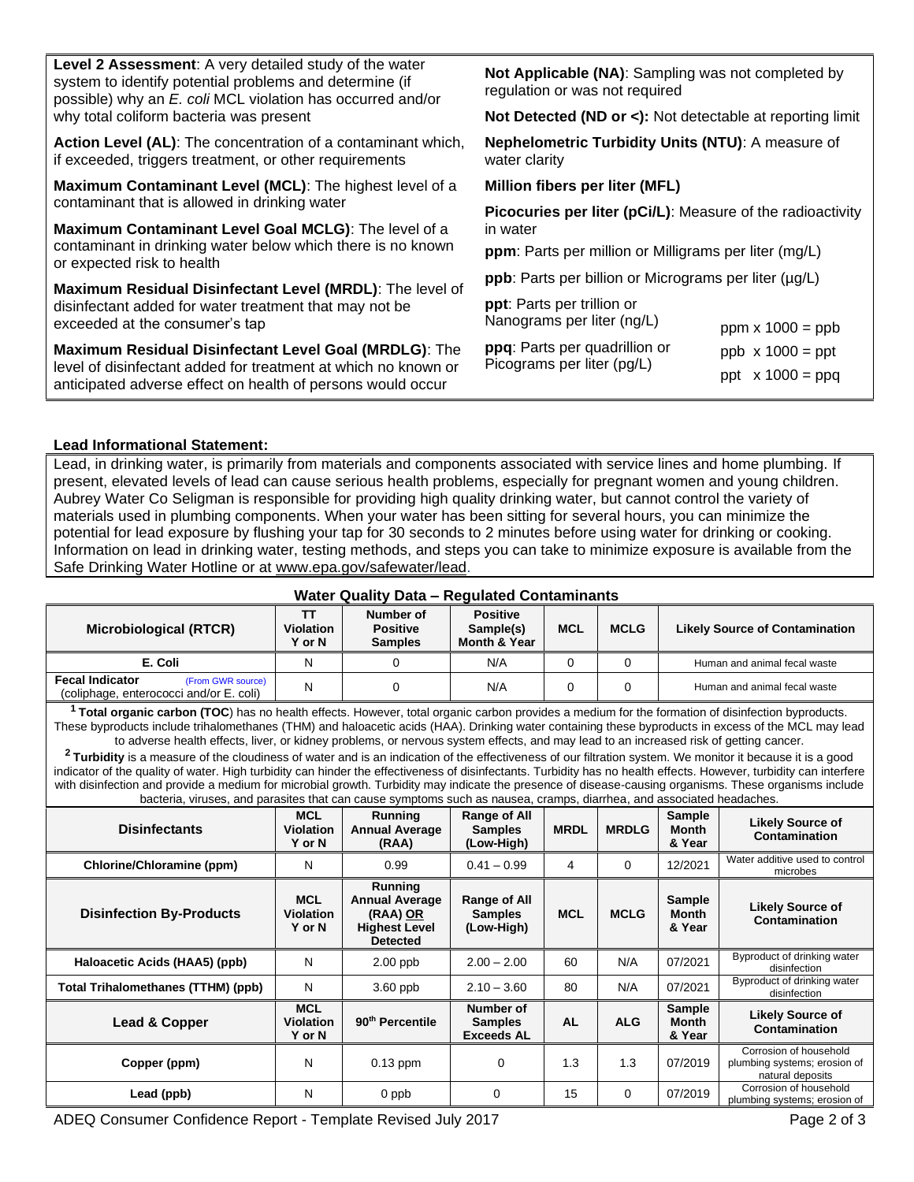**Level 2 Assessment**: A very detailed study of the water system to identify potential problems and determine (if possible) why an *E. coli* MCL violation has occurred and/or why total coliform bacteria was present

**Action Level (AL)**: The concentration of a contaminant which, if exceeded, triggers treatment, or other requirements

**Maximum Contaminant Level (MCL)**: The highest level of a contaminant that is allowed in drinking water

**Maximum Contaminant Level Goal MCLG)**: The level of a contaminant in drinking water below which there is no known or expected risk to health

**Maximum Residual Disinfectant Level (MRDL)**: The level of disinfectant added for water treatment that may not be exceeded at the consumer's tap

**Maximum Residual Disinfectant Level Goal (MRDLG)**: The level of disinfectant added for treatment at which no known or anticipated adverse effect on health of persons would occur

**Not Applicable (NA)**: Sampling was not completed by regulation or was not required

**Not Detected (ND or <):** Not detectable at reporting limit

**Nephelometric Turbidity Units (NTU)**: A measure of water clarity

**Million fibers per liter (MFL)**

**Picocuries per liter (pCi/L)**: Measure of the radioactivity in water

**ppm**: Parts per million or Milligrams per liter (mg/L)

**ppb**: Parts per billion or Micrograms per liter (µg/L)

**ppt**: Parts per trillion or Nanograms per liter (ng/L)

**ppq**: Parts per quadrillion or Picograms per liter (pg/L)

ppm x 1000 = ppb
ppb x 1000 = ppt
ppt x 1000 = ppq

**Lead Informational Statement:**

Lead, in drinking water, is primarily from materials and components associated with service lines and home plumbing. If present, elevated levels of lead can cause serious health problems, especially for pregnant women and young children. Aubrey Water Co Seligman is responsible for providing high quality drinking water, but cannot control the variety of materials used in plumbing components. When your water has been sitting for several hours, you can minimize the potential for lead exposure by flushing your tap for 30 seconds to 2 minutes before using water for drinking or cooking. Information on lead in drinking water, testing methods, and steps you can take to minimize exposure is available from the Safe Drinking Water Hotline or at www.epa.gov/safewater/lead.

**Water Quality Data – Regulated Contaminants**

| Microbiological (RTCR) | TT Violation Y or N | Number of Positive Samples | Positive Sample(s) Month & Year | MCL | MCLG | Likely Source of Contamination |
|---|---|---|---|---|---|---|
| E. Coli | N | 0 | N/A | 0 | 0 | Human and animal fecal waste |
| Fecal Indicator (From GWR source) (coliphage, enterococci and/or E. coli) | N | 0 | N/A | 0 | 0 | Human and animal fecal waste |

[1] **Total organic carbon (TOC**) has no health effects. However, total organic carbon provides a medium for the formation of disinfection byproducts. These byproducts include trihalomethanes (THM) and haloacetic acids (HAA). Drinking water containing these byproducts in excess of the MCL may lead to adverse health effects, liver, or kidney problems, or nervous system effects, and may lead to an increased risk of getting cancer.

[2] **Turbidity** is a measure of the cloudiness of water and is an indication of the effectiveness of our filtration system. We monitor it because it is a good indicator of the quality of water. High turbidity can hinder the effectiveness of disinfectants. Turbidity has no health effects. However, turbidity can interfere with disinfection and provide a medium for microbial growth. Turbidity may indicate the presence of disease-causing organisms. These organisms include bacteria, viruses, and parasites that can cause symptoms such as nausea, cramps, diarrhea, and associated headaches.

| Disinfectants | MCL Violation Y or N | Running Annual Average (RAA) | Range of All Samples (Low-High) | MRDL | MRDLG | Sample Month & Year | Likely Source of Contamination |
|---|---|---|---|---|---|---|---|
| Chlorine/Chloramine (ppm) | N | 0.99 | 0.41 – 0.99 | 4 | 0 | 12/2021 | Water additive used to control microbes |
| **Disinfection By-Products** | **MCL Violation Y or N** | **Running Annual Average (RAA) OR Highest Level Detected** | **Range of All Samples (Low-High)** | **MCL** | **MCLG** | **Sample Month & Year** | **Likely Source of Contamination** |
| Haloacetic Acids (HAA5) (ppb) | N | 2.00 ppb | 2.00 – 2.00 | 60 | N/A | 07/2021 | Byproduct of drinking water disinfection |
| Total Trihalomethanes (TTHM) (ppb) | N | 3.60 ppb | 2.10 – 3.60 | 80 | N/A | 07/2021 | Byproduct of drinking water disinfection |
| **Lead & Copper** | **MCL Violation Y or N** | **90th Percentile** | **Number of Samples Exceeds AL** | **AL** | **ALG** | **Sample Month & Year** | **Likely Source of Contamination** |
| Copper (ppm) | N | 0.13 ppm | 0 | 1.3 | 1.3 | 07/2019 | Corrosion of household plumbing systems; erosion of natural deposits |
| Lead (ppb) | N | 0 ppb | 0 | 15 | 0 | 07/2019 | Corrosion of household plumbing systems; erosion of |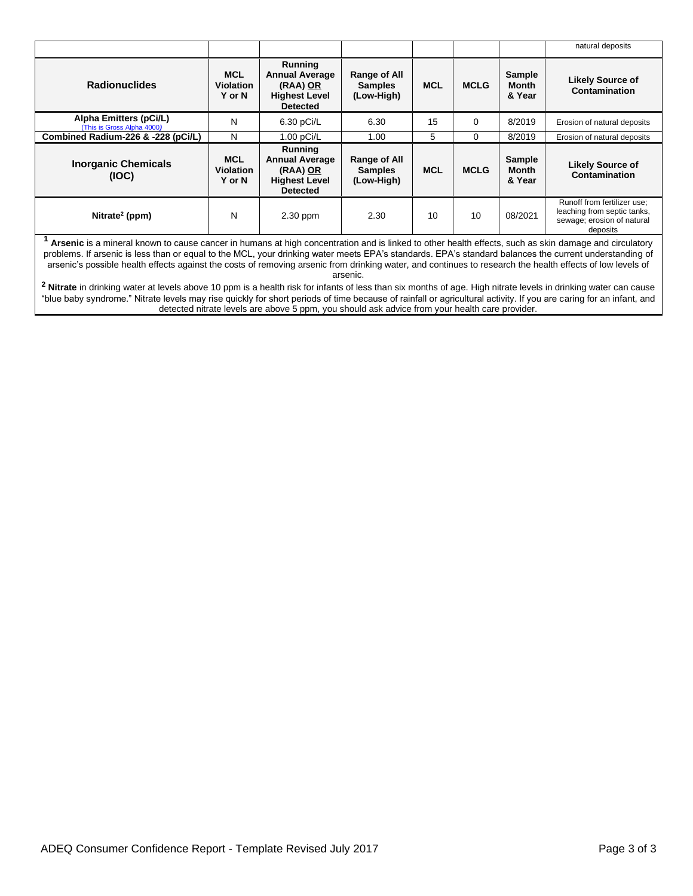| | | | | | | | |
|---|---|---|---|---|---|---|---|
| | | | | | | | natural deposits |

| Radionuclides | MCL Violation Y or N | Running Annual Average (RAA) OR Highest Level Detected | Range of All Samples (Low-High) | MCL | MCLG | Sample Month & Year | Likely Source of Contamination |
|---|---|---|---|---|---|---|---|
| Alpha Emitters (pCi/L) (This is Gross Alpha 4000) | N | 6.30 pCi/L | 6.30 | 15 | 0 | 8/2019 | Erosion of natural deposits |
| Combined Radium-226 & -228 (pCi/L) | N | 1.00 pCi/L | 1.00 | 5 | 0 | 8/2019 | Erosion of natural deposits |

| Inorganic Chemicals (IOC) | MCL Violation Y or N | Running Annual Average (RAA) OR Highest Level Detected | Range of All Samples (Low-High) | MCL | MCLG | Sample Month & Year | Likely Source of Contamination |
|---|---|---|---|---|---|---|---|
| Nitrate[2] (ppm) | N | 2.30 ppm | 2.30 | 10 | 10 | 08/2021 | Runoff from fertilizer use; leaching from septic tanks, sewage; erosion of natural deposits |

[1] **Arsenic** is a mineral known to cause cancer in humans at high concentration and is linked to other health effects, such as skin damage and circulatory problems. If arsenic is less than or equal to the MCL, your drinking water meets EPA's standards. EPA's standard balances the current understanding of arsenic's possible health effects against the costs of removing arsenic from drinking water, and continues to research the health effects of low levels of arsenic.

[2] **Nitrate** in drinking water at levels above 10 ppm is a health risk for infants of less than six months of age. High nitrate levels in drinking water can cause "blue baby syndrome." Nitrate levels may rise quickly for short periods of time because of rainfall or agricultural activity. If you are caring for an infant, and detected nitrate levels are above 5 ppm, you should ask advice from your health care provider.